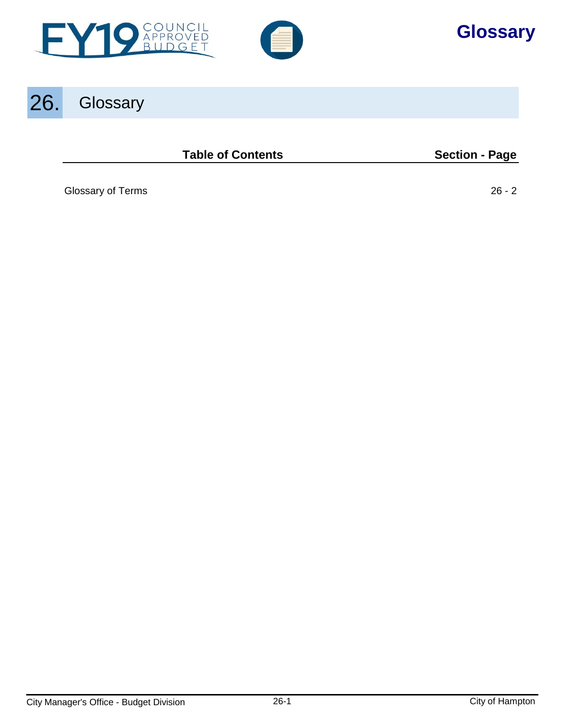# 26. Glossary

| Table of Contents | Section - Page |
|---|---|
| Glossary of Terms | 26 - 2 |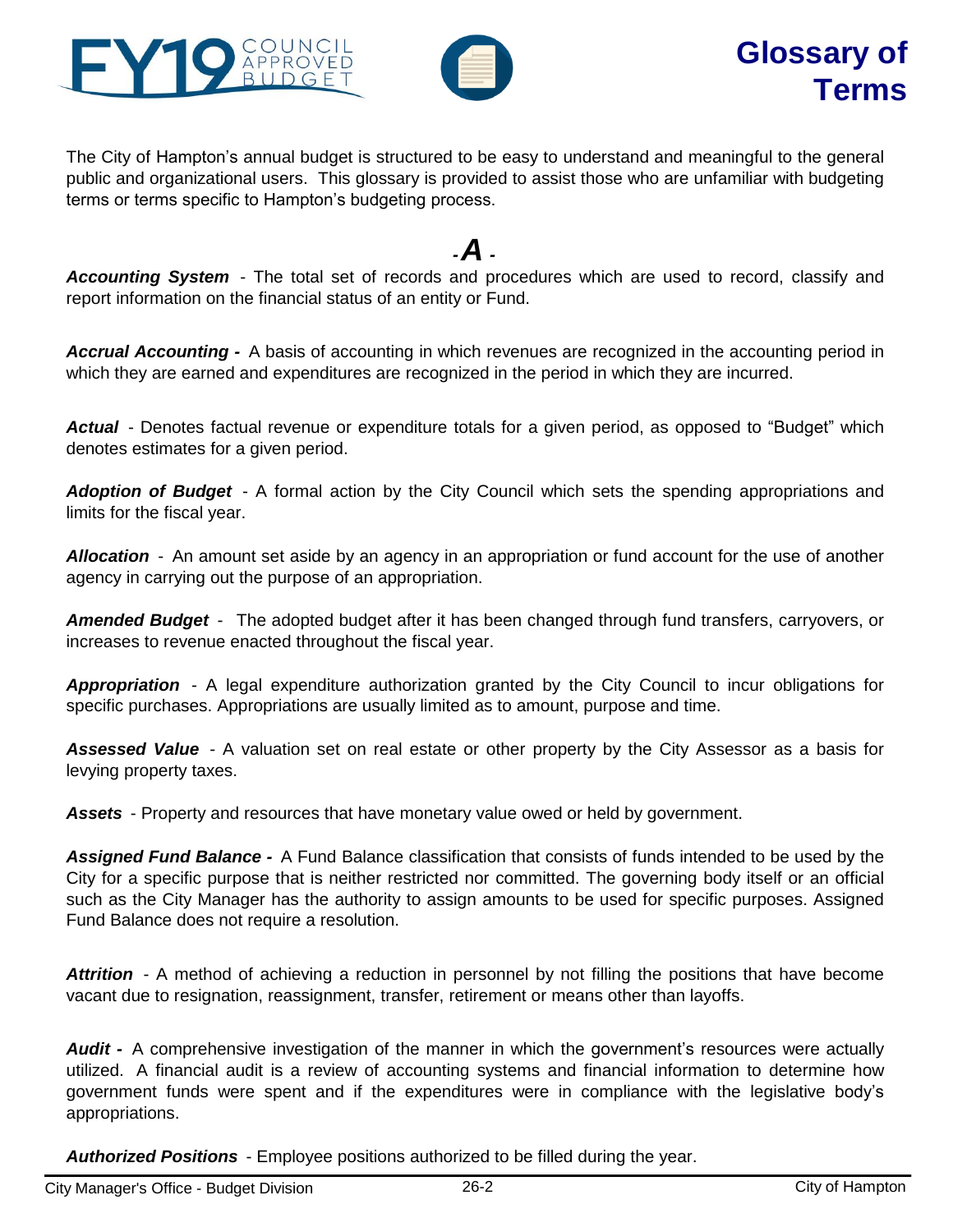# Glossary of Terms

The City of Hampton's annual budget is structured to be easy to understand and meaningful to the general public and organizational users. This glossary is provided to assist those who are unfamiliar with budgeting terms or terms specific to Hampton's budgeting process.

## - A -

***Accounting System*** - The total set of records and procedures which are used to record, classify and report information on the financial status of an entity or Fund.

***Accrual Accounting -*** A basis of accounting in which revenues are recognized in the accounting period in which they are earned and expenditures are recognized in the period in which they are incurred.

***Actual*** - Denotes factual revenue or expenditure totals for a given period, as opposed to "Budget" which denotes estimates for a given period.

***Adoption of Budget*** - A formal action by the City Council which sets the spending appropriations and limits for the fiscal year.

***Allocation*** - An amount set aside by an agency in an appropriation or fund account for the use of another agency in carrying out the purpose of an appropriation.

***Amended Budget*** - The adopted budget after it has been changed through fund transfers, carryovers, or increases to revenue enacted throughout the fiscal year.

***Appropriation*** - A legal expenditure authorization granted by the City Council to incur obligations for specific purchases. Appropriations are usually limited as to amount, purpose and time.

***Assessed Value*** - A valuation set on real estate or other property by the City Assessor as a basis for levying property taxes.

***Assets*** - Property and resources that have monetary value owed or held by government.

***Assigned Fund Balance -*** A Fund Balance classification that consists of funds intended to be used by the City for a specific purpose that is neither restricted nor committed. The governing body itself or an official such as the City Manager has the authority to assign amounts to be used for specific purposes. Assigned Fund Balance does not require a resolution.

***Attrition*** - A method of achieving a reduction in personnel by not filling the positions that have become vacant due to resignation, reassignment, transfer, retirement or means other than layoffs.

***Audit -*** A comprehensive investigation of the manner in which the government's resources were actually utilized. A financial audit is a review of accounting systems and financial information to determine how government funds were spent and if the expenditures were in compliance with the legislative body's appropriations.

***Authorized Positions*** - Employee positions authorized to be filled during the year.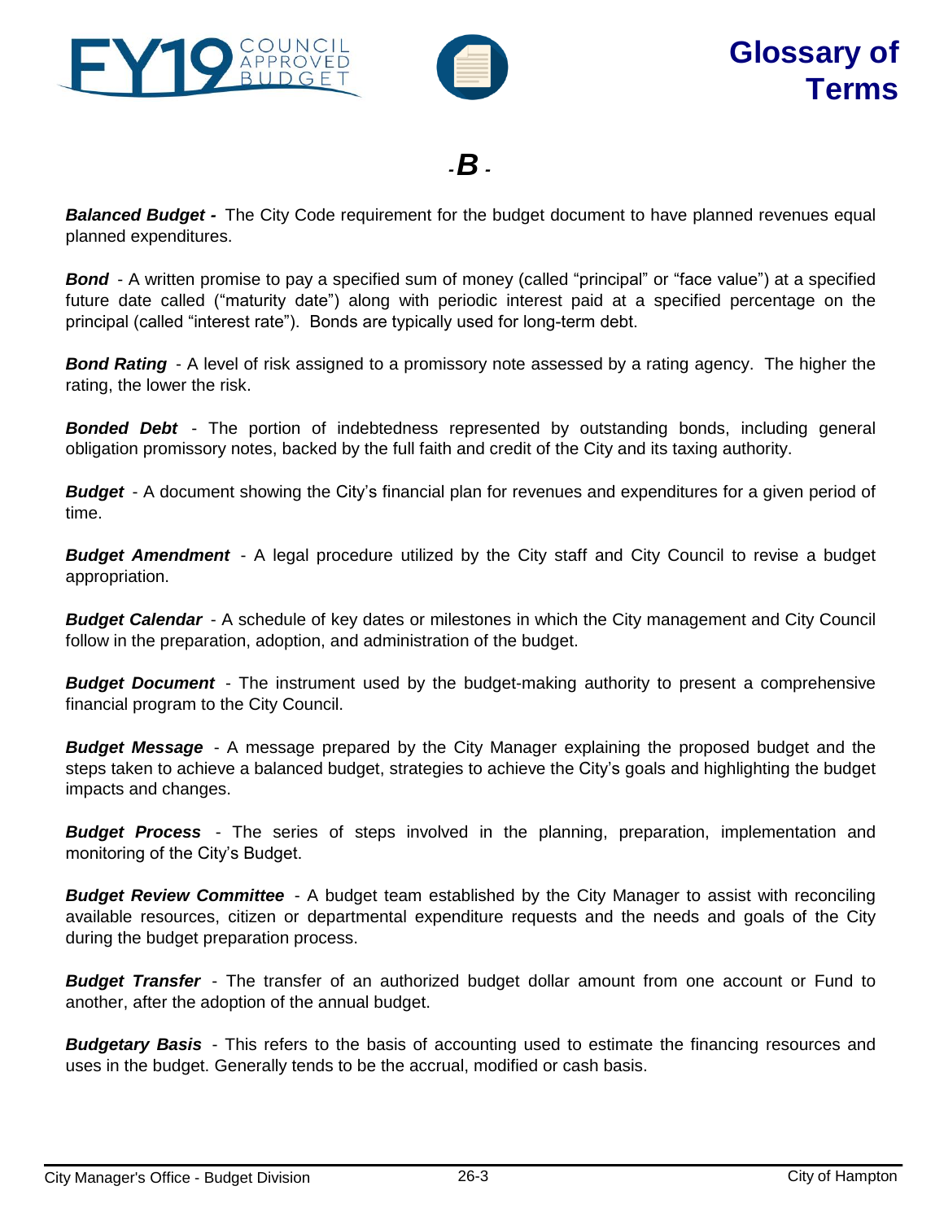# Glossary of Terms

## - B -

***Balanced Budget -*** The City Code requirement for the budget document to have planned revenues equal planned expenditures.

***Bond*** - A written promise to pay a specified sum of money (called "principal" or "face value") at a specified future date called ("maturity date") along with periodic interest paid at a specified percentage on the principal (called "interest rate"). Bonds are typically used for long-term debt.

***Bond Rating*** - A level of risk assigned to a promissory note assessed by a rating agency. The higher the rating, the lower the risk.

***Bonded Debt*** - The portion of indebtedness represented by outstanding bonds, including general obligation promissory notes, backed by the full faith and credit of the City and its taxing authority.

***Budget*** - A document showing the City's financial plan for revenues and expenditures for a given period of time.

***Budget Amendment*** - A legal procedure utilized by the City staff and City Council to revise a budget appropriation.

***Budget Calendar*** - A schedule of key dates or milestones in which the City management and City Council follow in the preparation, adoption, and administration of the budget.

***Budget Document*** - The instrument used by the budget-making authority to present a comprehensive financial program to the City Council.

***Budget Message*** - A message prepared by the City Manager explaining the proposed budget and the steps taken to achieve a balanced budget, strategies to achieve the City's goals and highlighting the budget impacts and changes.

***Budget Process*** - The series of steps involved in the planning, preparation, implementation and monitoring of the City's Budget.

***Budget Review Committee*** - A budget team established by the City Manager to assist with reconciling available resources, citizen or departmental expenditure requests and the needs and goals of the City during the budget preparation process.

***Budget Transfer*** - The transfer of an authorized budget dollar amount from one account or Fund to another, after the adoption of the annual budget.

***Budgetary Basis*** - This refers to the basis of accounting used to estimate the financing resources and uses in the budget. Generally tends to be the accrual, modified or cash basis.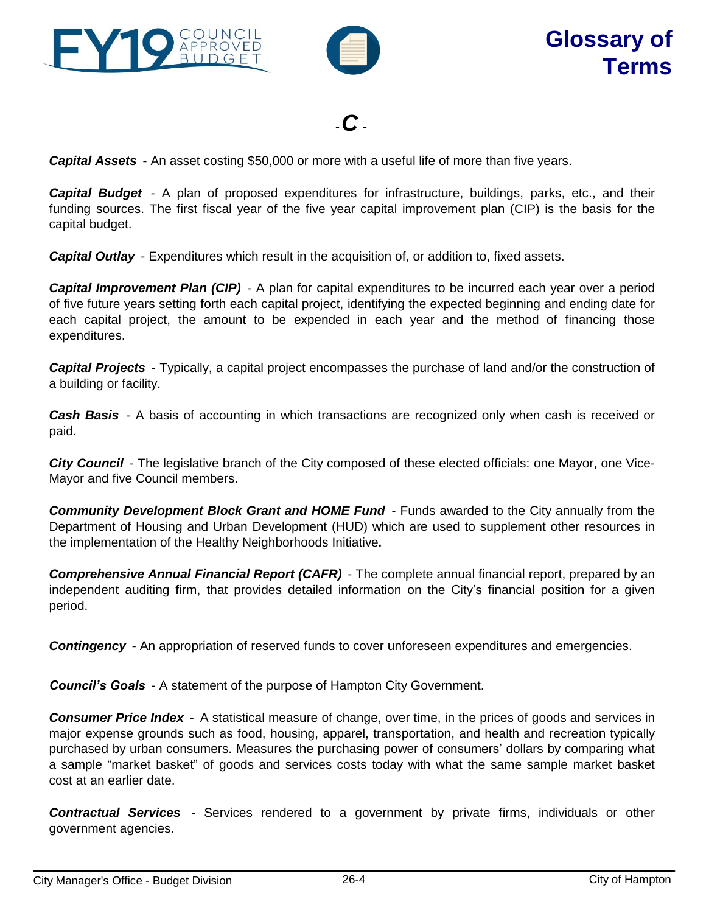# Glossary of Terms

## - C -

***Capital Assets*** - An asset costing $50,000 or more with a useful life of more than five years.

***Capital Budget*** - A plan of proposed expenditures for infrastructure, buildings, parks, etc., and their funding sources. The first fiscal year of the five year capital improvement plan (CIP) is the basis for the capital budget.

***Capital Outlay*** - Expenditures which result in the acquisition of, or addition to, fixed assets.

***Capital Improvement Plan (CIP)*** - A plan for capital expenditures to be incurred each year over a period of five future years setting forth each capital project, identifying the expected beginning and ending date for each capital project, the amount to be expended in each year and the method of financing those expenditures.

***Capital Projects*** - Typically, a capital project encompasses the purchase of land and/or the construction of a building or facility.

***Cash Basis*** - A basis of accounting in which transactions are recognized only when cash is received or paid.

***City Council*** - The legislative branch of the City composed of these elected officials: one Mayor, one Vice-Mayor and five Council members.

***Community Development Block Grant and HOME Fund*** - Funds awarded to the City annually from the Department of Housing and Urban Development (HUD) which are used to supplement other resources in the implementation of the Healthy Neighborhoods Initiative***.***

***Comprehensive Annual Financial Report (CAFR)*** - The complete annual financial report, prepared by an independent auditing firm, that provides detailed information on the City's financial position for a given period.

***Contingency*** - An appropriation of reserved funds to cover unforeseen expenditures and emergencies.

***Council's Goals*** - A statement of the purpose of Hampton City Government.

***Consumer Price Index*** - A statistical measure of change, over time, in the prices of goods and services in major expense grounds such as food, housing, apparel, transportation, and health and recreation typically purchased by urban consumers. Measures the purchasing power of consumers' dollars by comparing what a sample "market basket" of goods and services costs today with what the same sample market basket cost at an earlier date.

***Contractual Services*** - Services rendered to a government by private firms, individuals or other government agencies.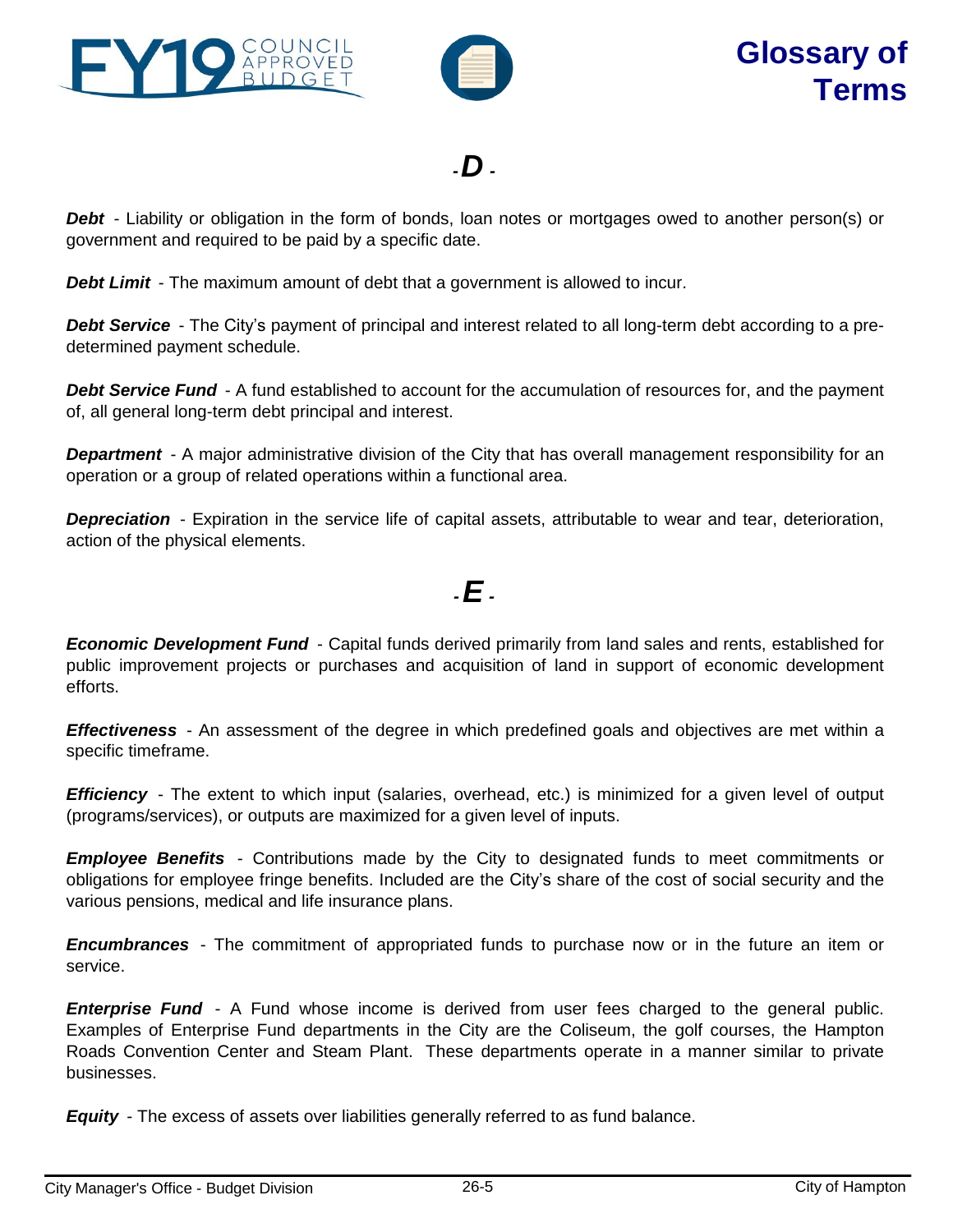## - D -

***Debt*** - Liability or obligation in the form of bonds, loan notes or mortgages owed to another person(s) or government and required to be paid by a specific date.

***Debt Limit*** - The maximum amount of debt that a government is allowed to incur.

***Debt Service*** - The City's payment of principal and interest related to all long-term debt according to a pre-determined payment schedule.

***Debt Service Fund*** - A fund established to account for the accumulation of resources for, and the payment of, all general long-term debt principal and interest.

***Department*** - A major administrative division of the City that has overall management responsibility for an operation or a group of related operations within a functional area.

***Depreciation*** - Expiration in the service life of capital assets, attributable to wear and tear, deterioration, action of the physical elements.

## - E -

***Economic Development Fund*** - Capital funds derived primarily from land sales and rents, established for public improvement projects or purchases and acquisition of land in support of economic development efforts.

***Effectiveness*** - An assessment of the degree in which predefined goals and objectives are met within a specific timeframe.

***Efficiency*** - The extent to which input (salaries, overhead, etc.) is minimized for a given level of output (programs/services), or outputs are maximized for a given level of inputs.

***Employee Benefits*** - Contributions made by the City to designated funds to meet commitments or obligations for employee fringe benefits. Included are the City's share of the cost of social security and the various pensions, medical and life insurance plans.

***Encumbrances*** - The commitment of appropriated funds to purchase now or in the future an item or service.

***Enterprise Fund*** - A Fund whose income is derived from user fees charged to the general public. Examples of Enterprise Fund departments in the City are the Coliseum, the golf courses, the Hampton Roads Convention Center and Steam Plant. These departments operate in a manner similar to private businesses.

***Equity*** - The excess of assets over liabilities generally referred to as fund balance.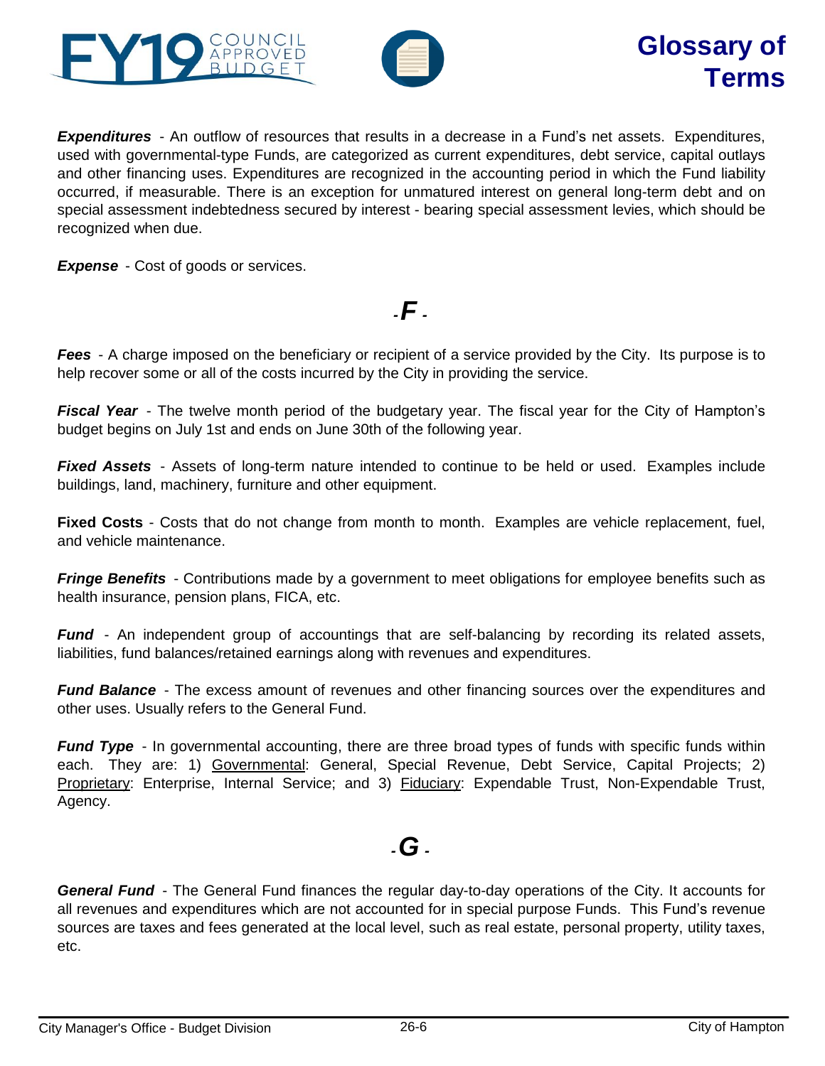***Expenditures*** - An outflow of resources that results in a decrease in a Fund's net assets. Expenditures, used with governmental-type Funds, are categorized as current expenditures, debt service, capital outlays and other financing uses. Expenditures are recognized in the accounting period in which the Fund liability occurred, if measurable. There is an exception for unmatured interest on general long-term debt and on special assessment indebtedness secured by interest - bearing special assessment levies, which should be recognized when due.

***Expense*** - Cost of goods or services.

## - *F* -

***Fees*** - A charge imposed on the beneficiary or recipient of a service provided by the City. Its purpose is to help recover some or all of the costs incurred by the City in providing the service.

***Fiscal Year*** - The twelve month period of the budgetary year. The fiscal year for the City of Hampton's budget begins on July 1st and ends on June 30th of the following year.

***Fixed Assets*** - Assets of long-term nature intended to continue to be held or used. Examples include buildings, land, machinery, furniture and other equipment.

**Fixed Costs** - Costs that do not change from month to month. Examples are vehicle replacement, fuel, and vehicle maintenance.

***Fringe Benefits*** - Contributions made by a government to meet obligations for employee benefits such as health insurance, pension plans, FICA, etc.

***Fund*** - An independent group of accountings that are self-balancing by recording its related assets, liabilities, fund balances/retained earnings along with revenues and expenditures.

***Fund Balance*** - The excess amount of revenues and other financing sources over the expenditures and other uses. Usually refers to the General Fund.

***Fund Type*** - In governmental accounting, there are three broad types of funds with specific funds within each. They are: 1) <u>Governmental</u>: General, Special Revenue, Debt Service, Capital Projects; 2) <u>Proprietary</u>: Enterprise, Internal Service; and 3) <u>Fiduciary</u>: Expendable Trust, Non-Expendable Trust, Agency.

## - *G* -

***General Fund*** - The General Fund finances the regular day-to-day operations of the City. It accounts for all revenues and expenditures which are not accounted for in special purpose Funds. This Fund's revenue sources are taxes and fees generated at the local level, such as real estate, personal property, utility taxes, etc.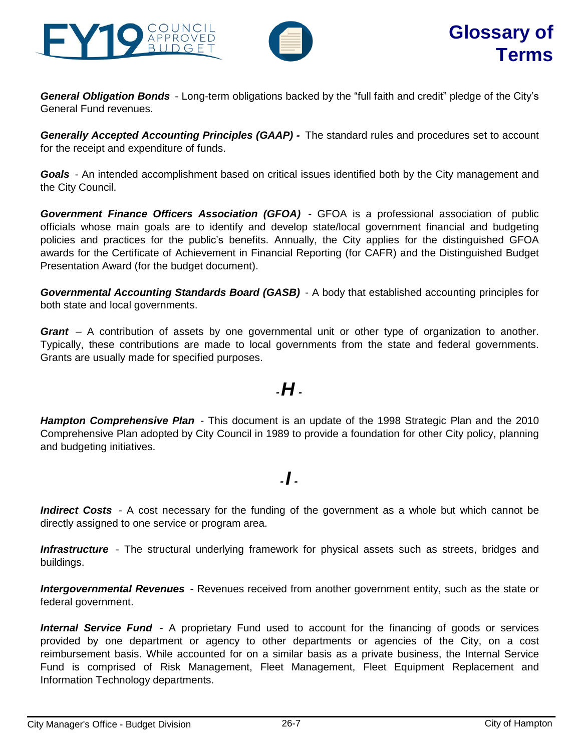***General Obligation Bonds*** - Long-term obligations backed by the "full faith and credit" pledge of the City's General Fund revenues.

***Generally Accepted Accounting Principles (GAAP) -*** The standard rules and procedures set to account for the receipt and expenditure of funds.

***Goals*** - An intended accomplishment based on critical issues identified both by the City management and the City Council.

***Government Finance Officers Association (GFOA)*** - GFOA is a professional association of public officials whose main goals are to identify and develop state/local government financial and budgeting policies and practices for the public's benefits. Annually, the City applies for the distinguished GFOA awards for the Certificate of Achievement in Financial Reporting (for CAFR) and the Distinguished Budget Presentation Award (for the budget document).

***Governmental Accounting Standards Board (GASB)*** - A body that established accounting principles for both state and local governments.

***Grant*** – A contribution of assets by one governmental unit or other type of organization to another. Typically, these contributions are made to local governments from the state and federal governments. Grants are usually made for specified purposes.

## - *H* -

***Hampton Comprehensive Plan*** - This document is an update of the 1998 Strategic Plan and the 2010 Comprehensive Plan adopted by City Council in 1989 to provide a foundation for other City policy, planning and budgeting initiatives.

## - *I* -

***Indirect Costs*** - A cost necessary for the funding of the government as a whole but which cannot be directly assigned to one service or program area.

***Infrastructure*** - The structural underlying framework for physical assets such as streets, bridges and buildings.

***Intergovernmental Revenues*** - Revenues received from another government entity, such as the state or federal government.

***Internal Service Fund*** - A proprietary Fund used to account for the financing of goods or services provided by one department or agency to other departments or agencies of the City, on a cost reimbursement basis. While accounted for on a similar basis as a private business, the Internal Service Fund is comprised of Risk Management, Fleet Management, Fleet Equipment Replacement and Information Technology departments.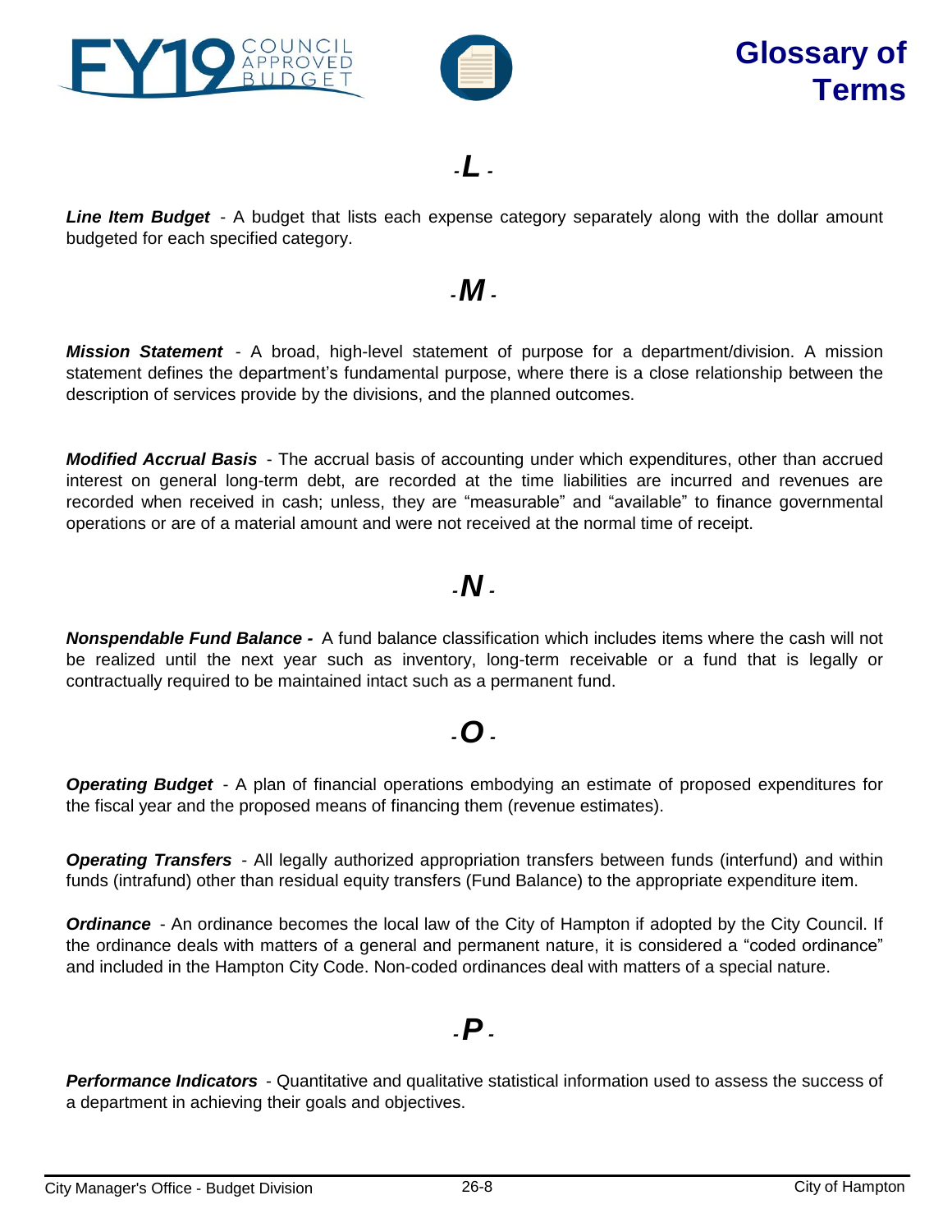# - L -

***Line Item Budget*** - A budget that lists each expense category separately along with the dollar amount budgeted for each specified category.

# - M -

***Mission Statement*** - A broad, high-level statement of purpose for a department/division. A mission statement defines the department's fundamental purpose, where there is a close relationship between the description of services provide by the divisions, and the planned outcomes.

***Modified Accrual Basis*** - The accrual basis of accounting under which expenditures, other than accrued interest on general long-term debt, are recorded at the time liabilities are incurred and revenues are recorded when received in cash; unless, they are "measurable" and "available" to finance governmental operations or are of a material amount and were not received at the normal time of receipt.

# - N -

***Nonspendable Fund Balance -*** A fund balance classification which includes items where the cash will not be realized until the next year such as inventory, long-term receivable or a fund that is legally or contractually required to be maintained intact such as a permanent fund.

# - O -

***Operating Budget*** - A plan of financial operations embodying an estimate of proposed expenditures for the fiscal year and the proposed means of financing them (revenue estimates).

***Operating Transfers*** - All legally authorized appropriation transfers between funds (interfund) and within funds (intrafund) other than residual equity transfers (Fund Balance) to the appropriate expenditure item.

***Ordinance*** - An ordinance becomes the local law of the City of Hampton if adopted by the City Council. If the ordinance deals with matters of a general and permanent nature, it is considered a "coded ordinance" and included in the Hampton City Code. Non-coded ordinances deal with matters of a special nature.

# - P -

***Performance Indicators*** - Quantitative and qualitative statistical information used to assess the success of a department in achieving their goals and objectives.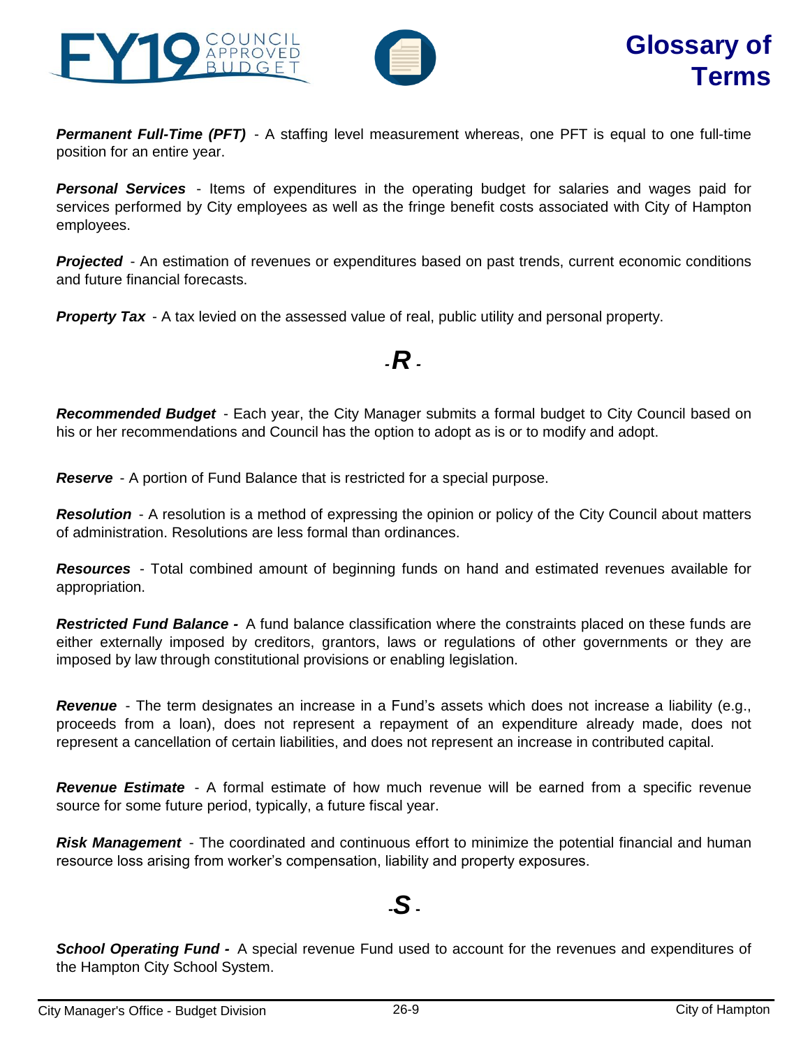***Permanent Full-Time (PFT)*** - A staffing level measurement whereas, one PFT is equal to one full-time position for an entire year.

***Personal Services*** - Items of expenditures in the operating budget for salaries and wages paid for services performed by City employees as well as the fringe benefit costs associated with City of Hampton employees.

***Projected*** - An estimation of revenues or expenditures based on past trends, current economic conditions and future financial forecasts.

***Property Tax*** - A tax levied on the assessed value of real, public utility and personal property.

## - *R* -

***Recommended Budget*** - Each year, the City Manager submits a formal budget to City Council based on his or her recommendations and Council has the option to adopt as is or to modify and adopt.

***Reserve*** - A portion of Fund Balance that is restricted for a special purpose.

***Resolution*** - A resolution is a method of expressing the opinion or policy of the City Council about matters of administration. Resolutions are less formal than ordinances.

***Resources*** - Total combined amount of beginning funds on hand and estimated revenues available for appropriation.

***Restricted Fund Balance -*** A fund balance classification where the constraints placed on these funds are either externally imposed by creditors, grantors, laws or regulations of other governments or they are imposed by law through constitutional provisions or enabling legislation.

***Revenue*** - The term designates an increase in a Fund's assets which does not increase a liability (e.g., proceeds from a loan), does not represent a repayment of an expenditure already made, does not represent a cancellation of certain liabilities, and does not represent an increase in contributed capital.

***Revenue Estimate*** - A formal estimate of how much revenue will be earned from a specific revenue source for some future period, typically, a future fiscal year.

***Risk Management*** - The coordinated and continuous effort to minimize the potential financial and human resource loss arising from worker's compensation, liability and property exposures.

## - *S* -

***School Operating Fund -*** A special revenue Fund used to account for the revenues and expenditures of the Hampton City School System.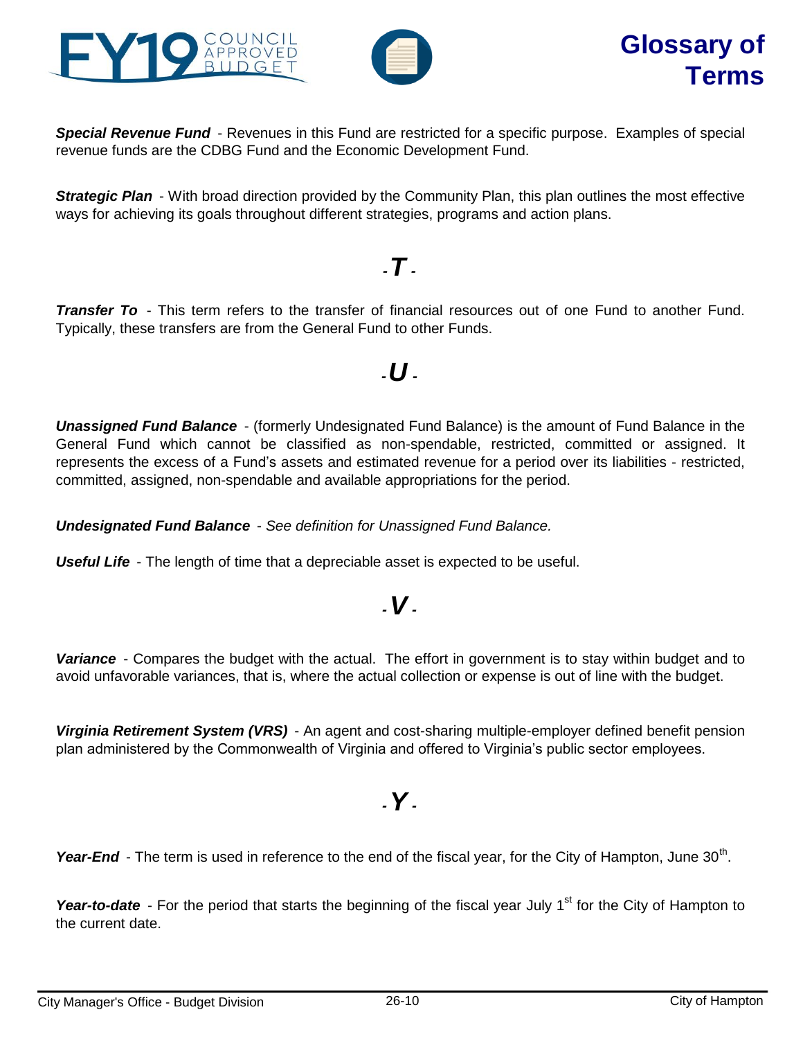**_Special Revenue Fund_** - Revenues in this Fund are restricted for a specific purpose. Examples of special revenue funds are the CDBG Fund and the Economic Development Fund.

**_Strategic Plan_** - With broad direction provided by the Community Plan, this plan outlines the most effective ways for achieving its goals throughout different strategies, programs and action plans.

## - T -

**_Transfer To_** - This term refers to the transfer of financial resources out of one Fund to another Fund. Typically, these transfers are from the General Fund to other Funds.

## - U -

**_Unassigned Fund Balance_** - (formerly Undesignated Fund Balance) is the amount of Fund Balance in the General Fund which cannot be classified as non-spendable, restricted, committed or assigned. It represents the excess of a Fund's assets and estimated revenue for a period over its liabilities - restricted, committed, assigned, non-spendable and available appropriations for the period.

**_Undesignated Fund Balance_** - *See definition for Unassigned Fund Balance.*

**_Useful Life_** - The length of time that a depreciable asset is expected to be useful.

## - V -

**_Variance_** - Compares the budget with the actual. The effort in government is to stay within budget and to avoid unfavorable variances, that is, where the actual collection or expense is out of line with the budget.

**_Virginia Retirement System (VRS)_** - An agent and cost-sharing multiple-employer defined benefit pension plan administered by the Commonwealth of Virginia and offered to Virginia's public sector employees.

## - Y -

**_Year-End_** - The term is used in reference to the end of the fiscal year, for the City of Hampton, June 30th.

**_Year-to-date_** - For the period that starts the beginning of the fiscal year July 1st for the City of Hampton to the current date.